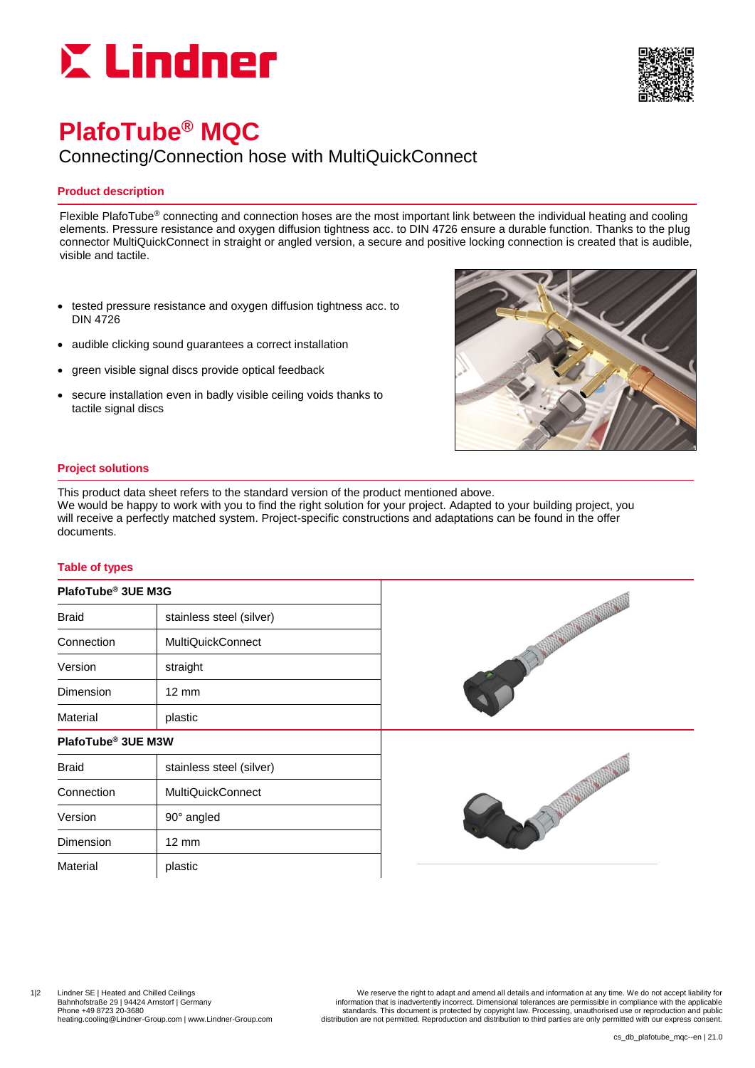# PlafoTube® MQC

Connecting/Connection hose with MultiQuickConnect

## Product description

Flexible PlafoTube® connecting and connection hoses are the most important link between the individual heating and cooling elements. Pressure resistance and oxygen diffusion tightness acc. to DIN 4726 ensure a durable function. Thanks to the plug connector MultiQuickConnect in straight or angled version, a secure and positive locking connection is created that is audible, visible and tactile.

- tested pressure resistance and oxygen diffusion tightness acc. to DIN 4726
- audible clicking sound guarantees a correct installation
- green visible signal discs provide optical feedback
- secure installation even in badly visible ceiling voids thanks to tactile signal discs

## Project solutions

This product data sheet refers to the standard version of the product mentioned above.
We would be happy to work with you to find the right solution for your project. Adapted to your building project, you will receive a perfectly matched system. Project-specific constructions and adaptations can be found in the offer documents.

## Table of types

| PlafoTube® 3UE M3G | |
|---|---|
| Braid | stainless steel (silver) |
| Connection | MultiQuickConnect |
| Version | straight |
| Dimension | 12 mm |
| Material | plastic |

| PlafoTube® 3UE M3W | |
|---|---|
| Braid | stainless steel (silver) |
| Connection | MultiQuickConnect |
| Version | 90° angled |
| Dimension | 12 mm |
| Material | plastic |

Lindner SE | Heated and Chilled Ceilings
Bahnhofstraße 29 | 94424 Arnstorf | Germany
Phone +49 8723 20-3680
heating.cooling@Lindner-Group.com | www.Lindner-Group.com

We reserve the right to adapt and amend all details and information at any time. We do not accept liability for information that is inadvertently incorrect. Dimensional tolerances are permissible in compliance with the applicable standards. This document is protected by copyright law. Processing, unauthorised use or reproduction and public distribution are not permitted. Reproduction and distribution to third parties are only permitted with our express consent.

cs_db_plafotube_mqc--en | 21.0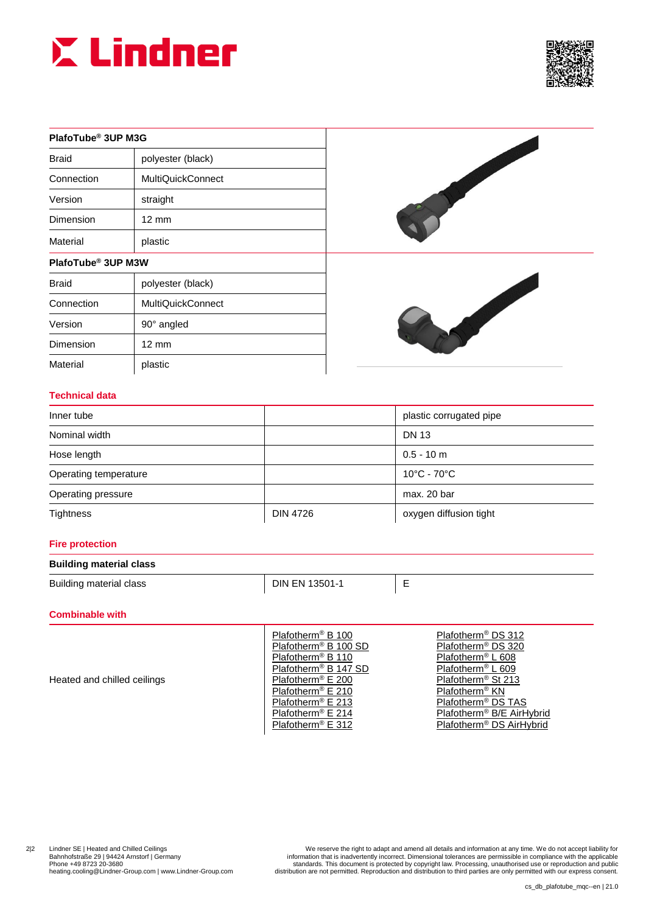| PlafoTube® 3UP M3G | |
|---|---|
| Braid | polyester (black) |
| Connection | MultiQuickConnect |
| Version | straight |
| Dimension | 12 mm |
| Material | plastic |

| PlafoTube® 3UP M3W | |
|---|---|
| Braid | polyester (black) |
| Connection | MultiQuickConnect |
| Version | 90° angled |
| Dimension | 12 mm |
| Material | plastic |

## Technical data

| | | |
|---|---|---|
| Inner tube | | plastic corrugated pipe |
| Nominal width | | DN 13 |
| Hose length | | 0.5 - 10 m |
| Operating temperature | | 10°C - 70°C |
| Operating pressure | | max. 20 bar |
| Tightness | DIN 4726 | oxygen diffusion tight |

## Fire protection

| Building material class | | |
|---|---|---|
| Building material class | DIN EN 13501-1 | E |

## Combinable with

| | | |
|---|---|---|
| Heated and chilled ceilings | Plafotherm® B 100<br>Plafotherm® B 100 SD<br>Plafotherm® B 110<br>Plafotherm® B 147 SD<br>Plafotherm® E 200<br>Plafotherm® E 210<br>Plafotherm® E 213<br>Plafotherm® E 214<br>Plafotherm® E 312 | Plafotherm® DS 312<br>Plafotherm® DS 320<br>Plafotherm® L 608<br>Plafotherm® L 609<br>Plafotherm® St 213<br>Plafotherm® KN<br>Plafotherm® DS TAS<br>Plafotherm® B/E AirHybrid<br>Plafotherm® DS AirHybrid |

Lindner SE | Heated and Chilled Ceilings
Bahnhofstraße 29 | 94424 Arnstorf | Germany
Phone +49 8723 20-3680
heating.cooling@Lindner-Group.com | www.Lindner-Group.com

We reserve the right to adapt and amend all details and information at any time. We do not accept liability for information that is inadvertently incorrect. Dimensional tolerances are permissible in compliance with the applicable standards. This document is protected by copyright law. Processing, unauthorised use or reproduction and public distribution are not permitted. Reproduction and distribution to third parties are only permitted with our express consent.

cs_db_plafotube_mqc--en | 21.0